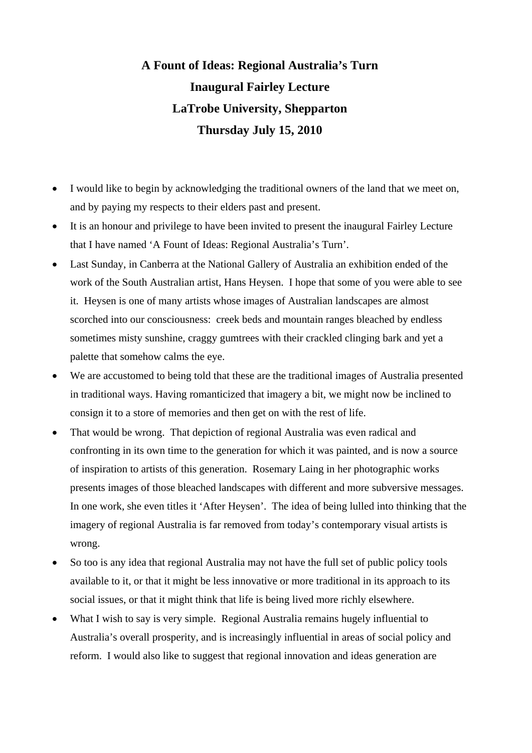# A Fount of Ideas: Regional Australia's Turn

## Inaugural Fairley Lecture

## LaTrobe University, Shepparton

## Thursday July 15, 2010

- I would like to begin by acknowledging the traditional owners of the land that we meet on, and by paying my respects to their elders past and present.
- It is an honour and privilege to have been invited to present the inaugural Fairley Lecture that I have named 'A Fount of Ideas: Regional Australia's Turn'.
- Last Sunday, in Canberra at the National Gallery of Australia an exhibition ended of the work of the South Australian artist, Hans Heysen. I hope that some of you were able to see it. Heysen is one of many artists whose images of Australian landscapes are almost scorched into our consciousness: creek beds and mountain ranges bleached by endless sometimes misty sunshine, craggy gumtrees with their crackled clinging bark and yet a palette that somehow calms the eye.
- We are accustomed to being told that these are the traditional images of Australia presented in traditional ways. Having romanticized that imagery a bit, we might now be inclined to consign it to a store of memories and then get on with the rest of life.
- That would be wrong. That depiction of regional Australia was even radical and confronting in its own time to the generation for which it was painted, and is now a source of inspiration to artists of this generation. Rosemary Laing in her photographic works presents images of those bleached landscapes with different and more subversive messages. In one work, she even titles it 'After Heysen'. The idea of being lulled into thinking that the imagery of regional Australia is far removed from today's contemporary visual artists is wrong.
- So too is any idea that regional Australia may not have the full set of public policy tools available to it, or that it might be less innovative or more traditional in its approach to its social issues, or that it might think that life is being lived more richly elsewhere.
- What I wish to say is very simple. Regional Australia remains hugely influential to Australia's overall prosperity, and is increasingly influential in areas of social policy and reform. I would also like to suggest that regional innovation and ideas generation are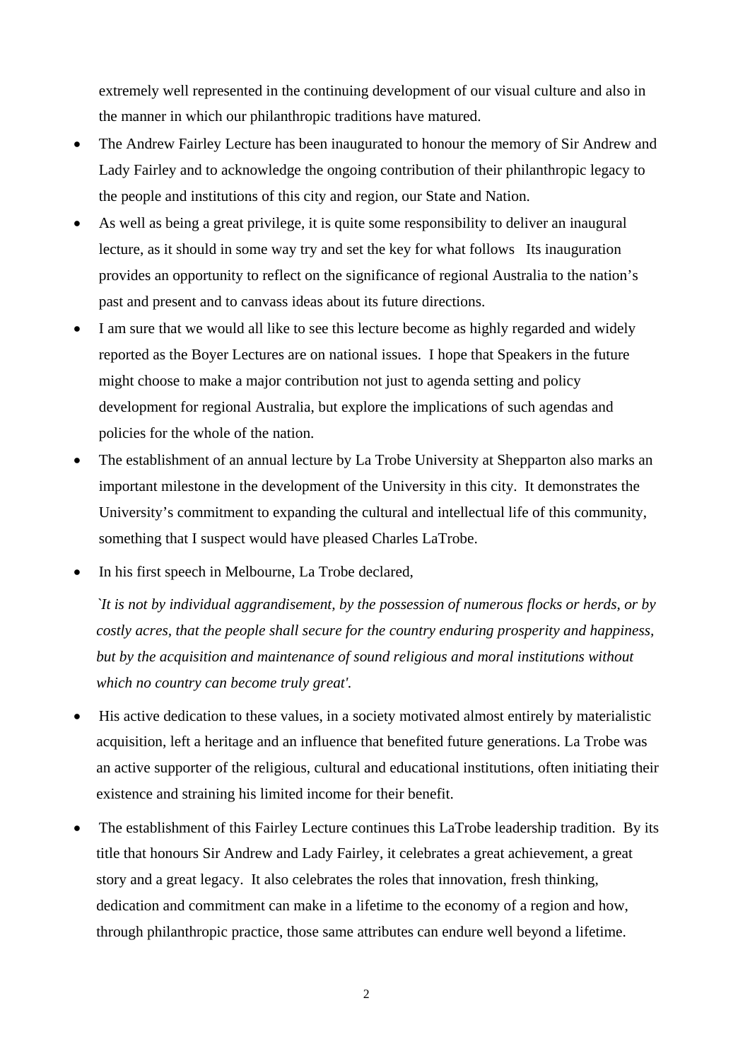extremely well represented in the continuing development of our visual culture and also in the manner in which our philanthropic traditions have matured.

- The Andrew Fairley Lecture has been inaugurated to honour the memory of Sir Andrew and Lady Fairley and to acknowledge the ongoing contribution of their philanthropic legacy to the people and institutions of this city and region, our State and Nation.
- As well as being a great privilege, it is quite some responsibility to deliver an inaugural lecture, as it should in some way try and set the key for what follows   Its inauguration provides an opportunity to reflect on the significance of regional Australia to the nation's past and present and to canvass ideas about its future directions.
- I am sure that we would all like to see this lecture become as highly regarded and widely reported as the Boyer Lectures are on national issues. I hope that Speakers in the future might choose to make a major contribution not just to agenda setting and policy development for regional Australia, but explore the implications of such agendas and policies for the whole of the nation.
- The establishment of an annual lecture by La Trobe University at Shepparton also marks an important milestone in the development of the University in this city. It demonstrates the University's commitment to expanding the cultural and intellectual life of this community, something that I suspect would have pleased Charles LaTrobe.
- In his first speech in Melbourne, La Trobe declared,

  *`It is not by individual aggrandisement, by the possession of numerous flocks or herds, or by costly acres, that the people shall secure for the country enduring prosperity and happiness, but by the acquisition and maintenance of sound religious and moral institutions without which no country can become truly great'.*

- His active dedication to these values, in a society motivated almost entirely by materialistic acquisition, left a heritage and an influence that benefited future generations. La Trobe was an active supporter of the religious, cultural and educational institutions, often initiating their existence and straining his limited income for their benefit.
- The establishment of this Fairley Lecture continues this LaTrobe leadership tradition. By its title that honours Sir Andrew and Lady Fairley, it celebrates a great achievement, a great story and a great legacy. It also celebrates the roles that innovation, fresh thinking, dedication and commitment can make in a lifetime to the economy of a region and how, through philanthropic practice, those same attributes can endure well beyond a lifetime.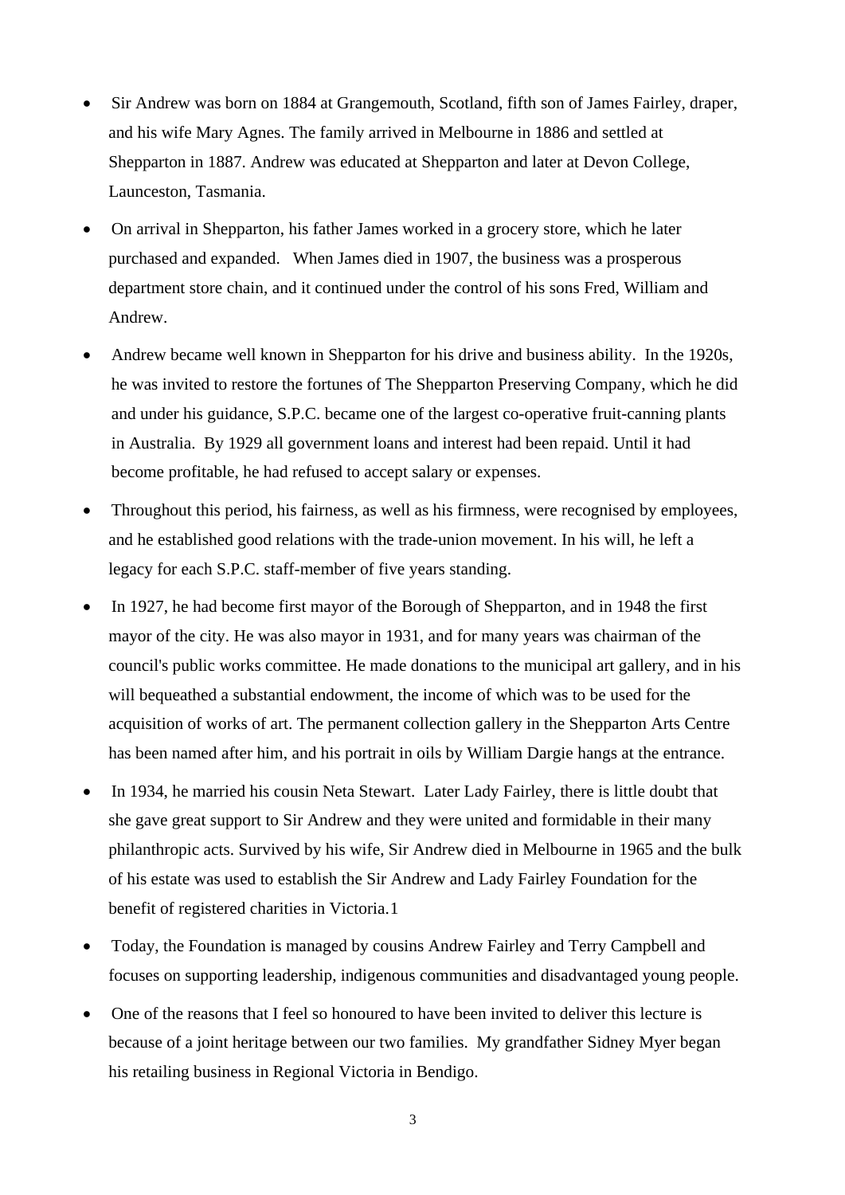- Sir Andrew was born on 1884 at Grangemouth, Scotland, fifth son of James Fairley, draper, and his wife Mary Agnes. The family arrived in Melbourne in 1886 and settled at Shepparton in 1887. Andrew was educated at Shepparton and later at Devon College, Launceston, Tasmania.
- On arrival in Shepparton, his father James worked in a grocery store, which he later purchased and expanded. When James died in 1907, the business was a prosperous department store chain, and it continued under the control of his sons Fred, William and Andrew.
- Andrew became well known in Shepparton for his drive and business ability. In the 1920s, he was invited to restore the fortunes of The Shepparton Preserving Company, which he did and under his guidance, S.P.C. became one of the largest co-operative fruit-canning plants in Australia. By 1929 all government loans and interest had been repaid. Until it had become profitable, he had refused to accept salary or expenses.
- Throughout this period, his fairness, as well as his firmness, were recognised by employees, and he established good relations with the trade-union movement. In his will, he left a legacy for each S.P.C. staff-member of five years standing.
- In 1927, he had become first mayor of the Borough of Shepparton, and in 1948 the first mayor of the city. He was also mayor in 1931, and for many years was chairman of the council's public works committee. He made donations to the municipal art gallery, and in his will bequeathed a substantial endowment, the income of which was to be used for the acquisition of works of art. The permanent collection gallery in the Shepparton Arts Centre has been named after him, and his portrait in oils by William Dargie hangs at the entrance.
- In 1934, he married his cousin Neta Stewart. Later Lady Fairley, there is little doubt that she gave great support to Sir Andrew and they were united and formidable in their many philanthropic acts. Survived by his wife, Sir Andrew died in Melbourne in 1965 and the bulk of his estate was used to establish the Sir Andrew and Lady Fairley Foundation for the benefit of registered charities in Victoria.[1]
- Today, the Foundation is managed by cousins Andrew Fairley and Terry Campbell and focuses on supporting leadership, indigenous communities and disadvantaged young people.
- One of the reasons that I feel so honoured to have been invited to deliver this lecture is because of a joint heritage between our two families. My grandfather Sidney Myer began his retailing business in Regional Victoria in Bendigo.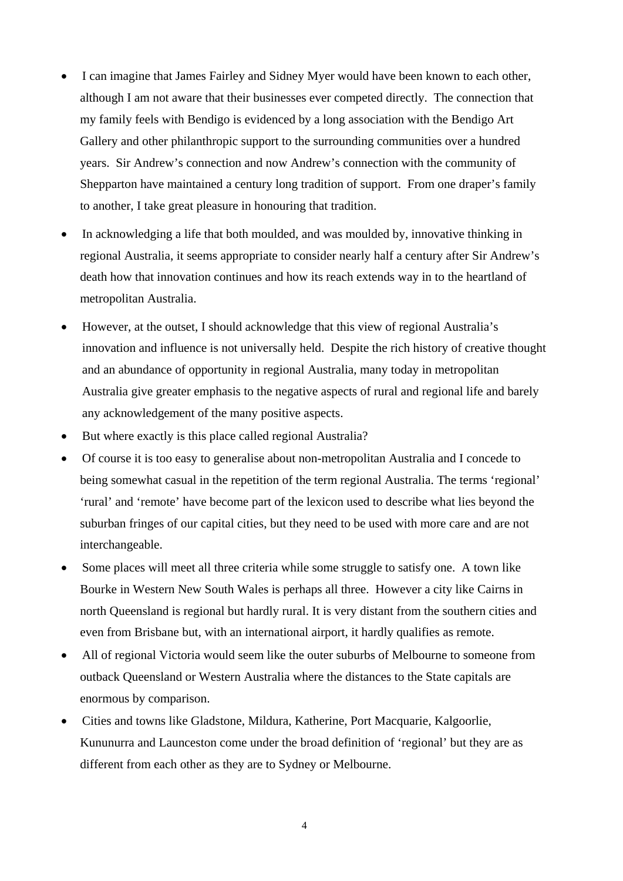- I can imagine that James Fairley and Sidney Myer would have been known to each other, although I am not aware that their businesses ever competed directly. The connection that my family feels with Bendigo is evidenced by a long association with the Bendigo Art Gallery and other philanthropic support to the surrounding communities over a hundred years. Sir Andrew's connection and now Andrew's connection with the community of Shepparton have maintained a century long tradition of support. From one draper's family to another, I take great pleasure in honouring that tradition.

- In acknowledging a life that both moulded, and was moulded by, innovative thinking in regional Australia, it seems appropriate to consider nearly half a century after Sir Andrew's death how that innovation continues and how its reach extends way in to the heartland of metropolitan Australia.

- However, at the outset, I should acknowledge that this view of regional Australia's innovation and influence is not universally held. Despite the rich history of creative thought and an abundance of opportunity in regional Australia, many today in metropolitan Australia give greater emphasis to the negative aspects of rural and regional life and barely any acknowledgement of the many positive aspects.
- But where exactly is this place called regional Australia?
- Of course it is too easy to generalise about non-metropolitan Australia and I concede to being somewhat casual in the repetition of the term regional Australia. The terms 'regional' 'rural' and 'remote' have become part of the lexicon used to describe what lies beyond the suburban fringes of our capital cities, but they need to be used with more care and are not interchangeable.
- Some places will meet all three criteria while some struggle to satisfy one. A town like Bourke in Western New South Wales is perhaps all three. However a city like Cairns in north Queensland is regional but hardly rural. It is very distant from the southern cities and even from Brisbane but, with an international airport, it hardly qualifies as remote.
- All of regional Victoria would seem like the outer suburbs of Melbourne to someone from outback Queensland or Western Australia where the distances to the State capitals are enormous by comparison.
- Cities and towns like Gladstone, Mildura, Katherine, Port Macquarie, Kalgoorlie, Kununurra and Launceston come under the broad definition of 'regional' but they are as different from each other as they are to Sydney or Melbourne.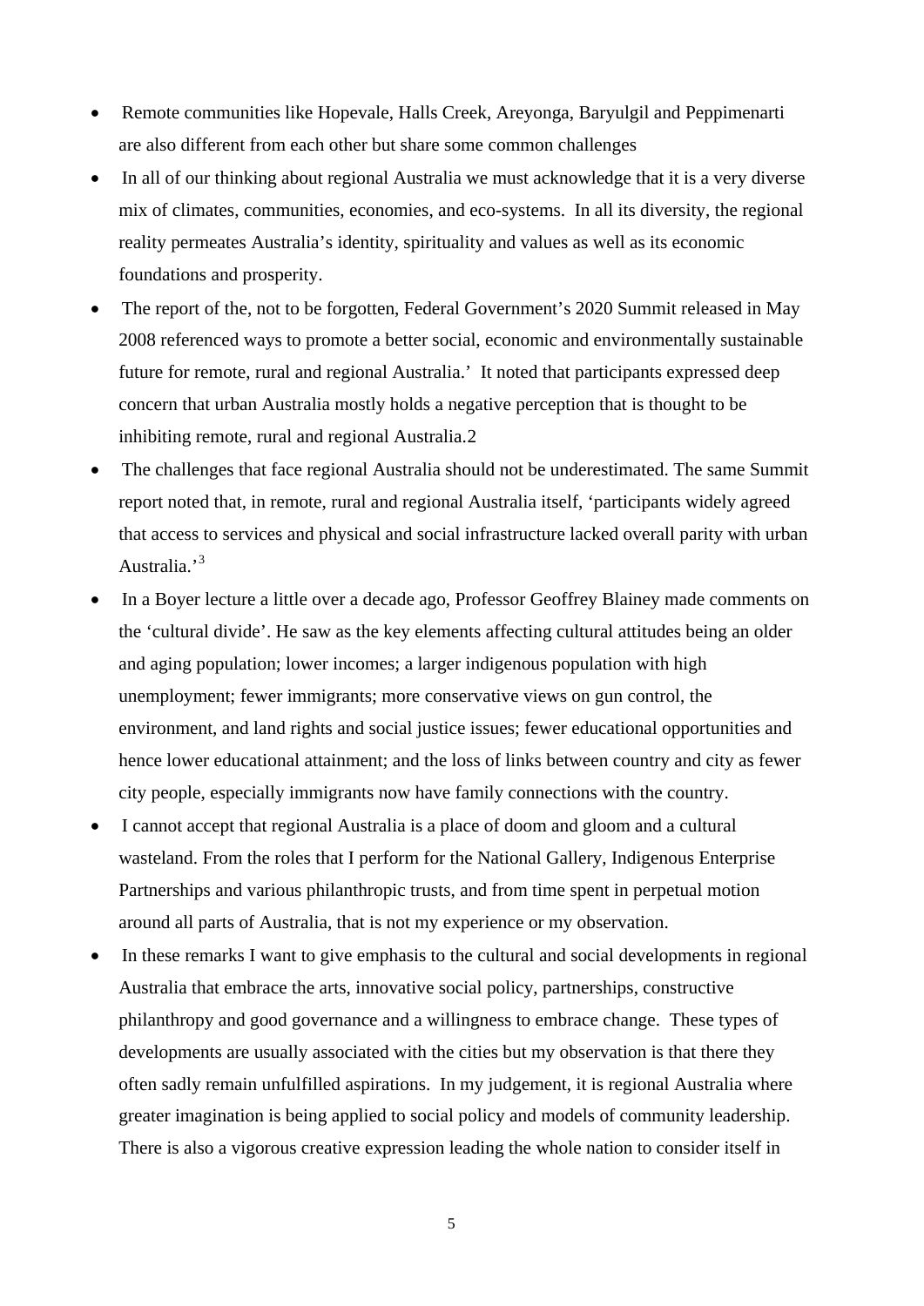- Remote communities like Hopevale, Halls Creek, Areyonga, Baryulgil and Peppimenarti are also different from each other but share some common challenges
- In all of our thinking about regional Australia we must acknowledge that it is a very diverse mix of climates, communities, economies, and eco-systems. In all its diversity, the regional reality permeates Australia's identity, spirituality and values as well as its economic foundations and prosperity.
- The report of the, not to be forgotten, Federal Government's 2020 Summit released in May 2008 referenced ways to promote a better social, economic and environmentally sustainable future for remote, rural and regional Australia.' It noted that participants expressed deep concern that urban Australia mostly holds a negative perception that is thought to be inhibiting remote, rural and regional Australia.2
- The challenges that face regional Australia should not be underestimated. The same Summit report noted that, in remote, rural and regional Australia itself, 'participants widely agreed that access to services and physical and social infrastructure lacked overall parity with urban Australia.'[3]
- In a Boyer lecture a little over a decade ago, Professor Geoffrey Blainey made comments on the 'cultural divide'. He saw as the key elements affecting cultural attitudes being an older and aging population; lower incomes; a larger indigenous population with high unemployment; fewer immigrants; more conservative views on gun control, the environment, and land rights and social justice issues; fewer educational opportunities and hence lower educational attainment; and the loss of links between country and city as fewer city people, especially immigrants now have family connections with the country.
- I cannot accept that regional Australia is a place of doom and gloom and a cultural wasteland. From the roles that I perform for the National Gallery, Indigenous Enterprise Partnerships and various philanthropic trusts, and from time spent in perpetual motion around all parts of Australia, that is not my experience or my observation.
- In these remarks I want to give emphasis to the cultural and social developments in regional Australia that embrace the arts, innovative social policy, partnerships, constructive philanthropy and good governance and a willingness to embrace change. These types of developments are usually associated with the cities but my observation is that there they often sadly remain unfulfilled aspirations. In my judgement, it is regional Australia where greater imagination is being applied to social policy and models of community leadership. There is also a vigorous creative expression leading the whole nation to consider itself in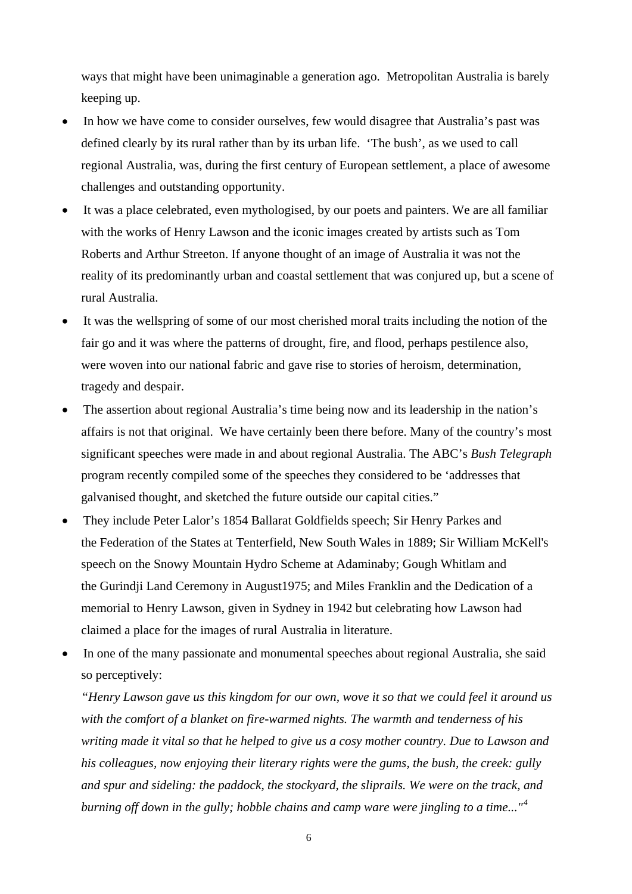ways that might have been unimaginable a generation ago. Metropolitan Australia is barely keeping up.

- In how we have come to consider ourselves, few would disagree that Australia's past was defined clearly by its rural rather than by its urban life. 'The bush', as we used to call regional Australia, was, during the first century of European settlement, a place of awesome challenges and outstanding opportunity.
- It was a place celebrated, even mythologised, by our poets and painters. We are all familiar with the works of Henry Lawson and the iconic images created by artists such as Tom Roberts and Arthur Streeton. If anyone thought of an image of Australia it was not the reality of its predominantly urban and coastal settlement that was conjured up, but a scene of rural Australia.
- It was the wellspring of some of our most cherished moral traits including the notion of the fair go and it was where the patterns of drought, fire, and flood, perhaps pestilence also, were woven into our national fabric and gave rise to stories of heroism, determination, tragedy and despair.
- The assertion about regional Australia's time being now and its leadership in the nation's affairs is not that original. We have certainly been there before. Many of the country's most significant speeches were made in and about regional Australia. The ABC's *Bush Telegraph* program recently compiled some of the speeches they considered to be 'addresses that galvanised thought, and sketched the future outside our capital cities."
- They include Peter Lalor's 1854 Ballarat Goldfields speech; Sir Henry Parkes and the Federation of the States at Tenterfield, New South Wales in 1889; Sir William McKell's speech on the Snowy Mountain Hydro Scheme at Adaminaby; Gough Whitlam and the Gurindji Land Ceremony in August1975; and Miles Franklin and the Dedication of a memorial to Henry Lawson, given in Sydney in 1942 but celebrating how Lawson had claimed a place for the images of rural Australia in literature.
- In one of the many passionate and monumental speeches about regional Australia, she said so perceptively:

  *"Henry Lawson gave us this kingdom for our own, wove it so that we could feel it around us with the comfort of a blanket on fire-warmed nights. The warmth and tenderness of his writing made it vital so that he helped to give us a cosy mother country. Due to Lawson and his colleagues, now enjoying their literary rights were the gums, the bush, the creek: gully and spur and sideling: the paddock, the stockyard, the sliprails. We were on the track, and burning off down in the gully; hobble chains and camp ware were jingling to a time..."*[4]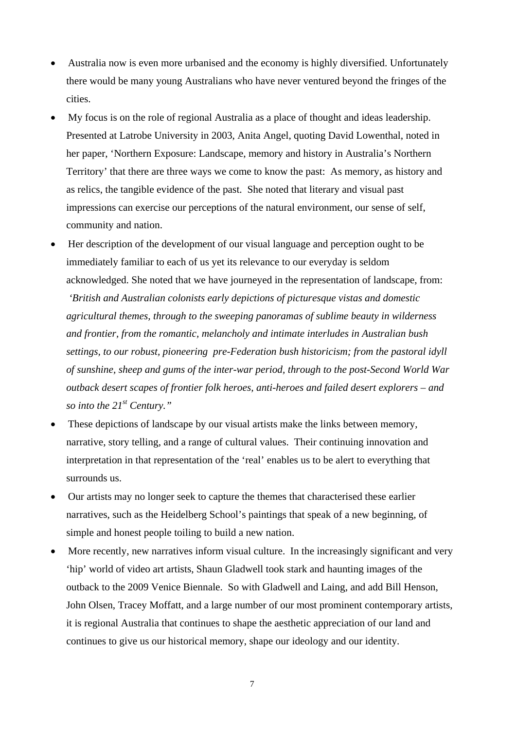- Australia now is even more urbanised and the economy is highly diversified. Unfortunately there would be many young Australians who have never ventured beyond the fringes of the cities.
- My focus is on the role of regional Australia as a place of thought and ideas leadership. Presented at Latrobe University in 2003, Anita Angel, quoting David Lowenthal, noted in her paper, 'Northern Exposure: Landscape, memory and history in Australia's Northern Territory' that there are three ways we come to know the past: As memory, as history and as relics, the tangible evidence of the past. She noted that literary and visual past impressions can exercise our perceptions of the natural environment, our sense of self, community and nation.
- Her description of the development of our visual language and perception ought to be immediately familiar to each of us yet its relevance to our everyday is seldom acknowledged. She noted that we have journeyed in the representation of landscape, from: *'British and Australian colonists early depictions of picturesque vistas and domestic agricultural themes, through to the sweeping panoramas of sublime beauty in wilderness and frontier, from the romantic, melancholy and intimate interludes in Australian bush settings, to our robust, pioneering pre-Federation bush historicism; from the pastoral idyll of sunshine, sheep and gums of the inter-war period, through to the post-Second World War outback desert scapes of frontier folk heroes, anti-heroes and failed desert explorers – and so into the 21st Century."*
- These depictions of landscape by our visual artists make the links between memory, narrative, story telling, and a range of cultural values. Their continuing innovation and interpretation in that representation of the 'real' enables us to be alert to everything that surrounds us.
- Our artists may no longer seek to capture the themes that characterised these earlier narratives, such as the Heidelberg School's paintings that speak of a new beginning, of simple and honest people toiling to build a new nation.
- More recently, new narratives inform visual culture. In the increasingly significant and very 'hip' world of video art artists, Shaun Gladwell took stark and haunting images of the outback to the 2009 Venice Biennale. So with Gladwell and Laing, and add Bill Henson, John Olsen, Tracey Moffatt, and a large number of our most prominent contemporary artists, it is regional Australia that continues to shape the aesthetic appreciation of our land and continues to give us our historical memory, shape our ideology and our identity.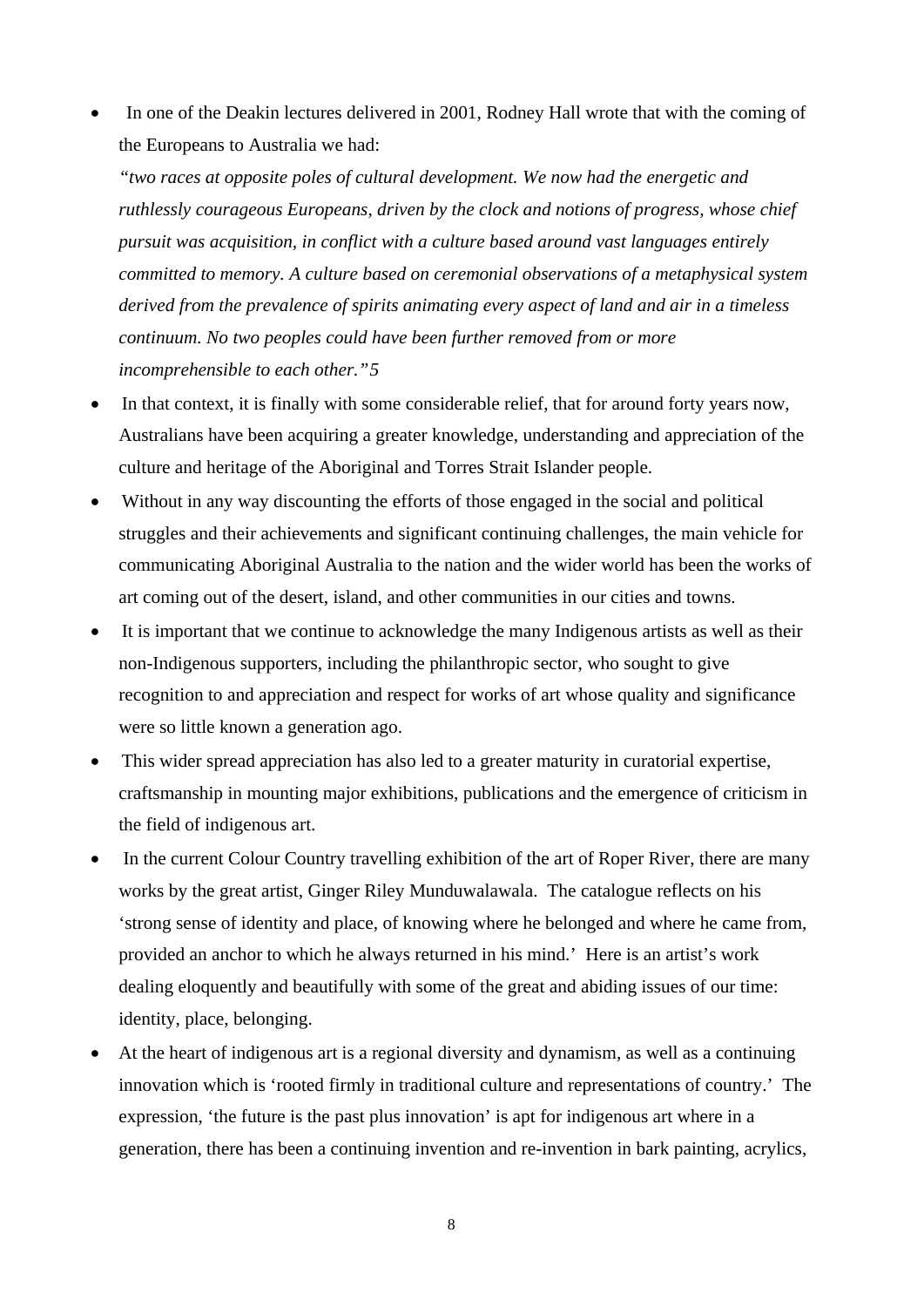- In one of the Deakin lectures delivered in 2001, Rodney Hall wrote that with the coming of the Europeans to Australia we had:
  *"two races at opposite poles of cultural development. We now had the energetic and ruthlessly courageous Europeans, driven by the clock and notions of progress, whose chief pursuit was acquisition, in conflict with a culture based around vast languages entirely committed to memory. A culture based on ceremonial observations of a metaphysical system derived from the prevalence of spirits animating every aspect of land and air in a timeless continuum. No two peoples could have been further removed from or more incomprehensible to each other."5*
- In that context, it is finally with some considerable relief, that for around forty years now, Australians have been acquiring a greater knowledge, understanding and appreciation of the culture and heritage of the Aboriginal and Torres Strait Islander people.
- Without in any way discounting the efforts of those engaged in the social and political struggles and their achievements and significant continuing challenges, the main vehicle for communicating Aboriginal Australia to the nation and the wider world has been the works of art coming out of the desert, island, and other communities in our cities and towns.
- It is important that we continue to acknowledge the many Indigenous artists as well as their non-Indigenous supporters, including the philanthropic sector, who sought to give recognition to and appreciation and respect for works of art whose quality and significance were so little known a generation ago.
- This wider spread appreciation has also led to a greater maturity in curatorial expertise, craftsmanship in mounting major exhibitions, publications and the emergence of criticism in the field of indigenous art.
- In the current Colour Country travelling exhibition of the art of Roper River, there are many works by the great artist, Ginger Riley Munduwalawala. The catalogue reflects on his 'strong sense of identity and place, of knowing where he belonged and where he came from, provided an anchor to which he always returned in his mind.' Here is an artist's work dealing eloquently and beautifully with some of the great and abiding issues of our time: identity, place, belonging.
- At the heart of indigenous art is a regional diversity and dynamism, as well as a continuing innovation which is 'rooted firmly in traditional culture and representations of country.' The expression, 'the future is the past plus innovation' is apt for indigenous art where in a generation, there has been a continuing invention and re-invention in bark painting, acrylics,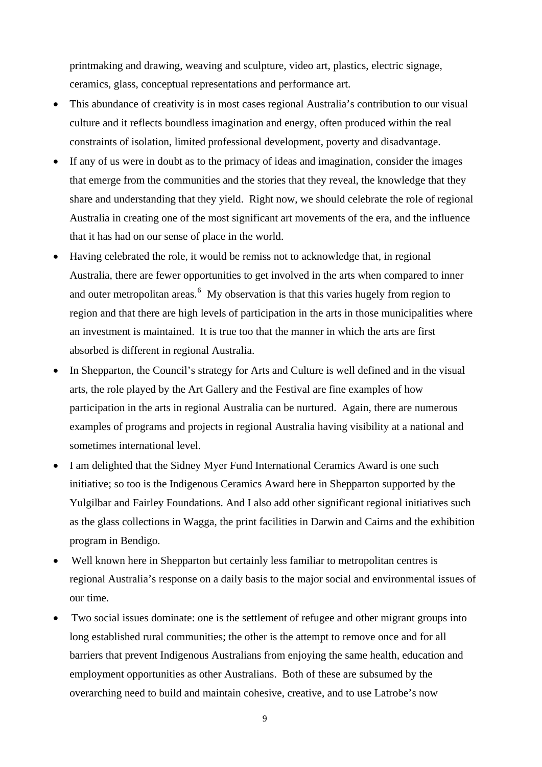printmaking and drawing, weaving and sculpture, video art, plastics, electric signage, ceramics, glass, conceptual representations and performance art.

- This abundance of creativity is in most cases regional Australia's contribution to our visual culture and it reflects boundless imagination and energy, often produced within the real constraints of isolation, limited professional development, poverty and disadvantage.
- If any of us were in doubt as to the primacy of ideas and imagination, consider the images that emerge from the communities and the stories that they reveal, the knowledge that they share and understanding that they yield. Right now, we should celebrate the role of regional Australia in creating one of the most significant art movements of the era, and the influence that it has had on our sense of place in the world.
- Having celebrated the role, it would be remiss not to acknowledge that, in regional Australia, there are fewer opportunities to get involved in the arts when compared to inner and outer metropolitan areas.[6] My observation is that this varies hugely from region to region and that there are high levels of participation in the arts in those municipalities where an investment is maintained. It is true too that the manner in which the arts are first absorbed is different in regional Australia.
- In Shepparton, the Council's strategy for Arts and Culture is well defined and in the visual arts, the role played by the Art Gallery and the Festival are fine examples of how participation in the arts in regional Australia can be nurtured. Again, there are numerous examples of programs and projects in regional Australia having visibility at a national and sometimes international level.
- I am delighted that the Sidney Myer Fund International Ceramics Award is one such initiative; so too is the Indigenous Ceramics Award here in Shepparton supported by the Yulgilbar and Fairley Foundations. And I also add other significant regional initiatives such as the glass collections in Wagga, the print facilities in Darwin and Cairns and the exhibition program in Bendigo.
- Well known here in Shepparton but certainly less familiar to metropolitan centres is regional Australia's response on a daily basis to the major social and environmental issues of our time.
- Two social issues dominate: one is the settlement of refugee and other migrant groups into long established rural communities; the other is the attempt to remove once and for all barriers that prevent Indigenous Australians from enjoying the same health, education and employment opportunities as other Australians. Both of these are subsumed by the overarching need to build and maintain cohesive, creative, and to use Latrobe's now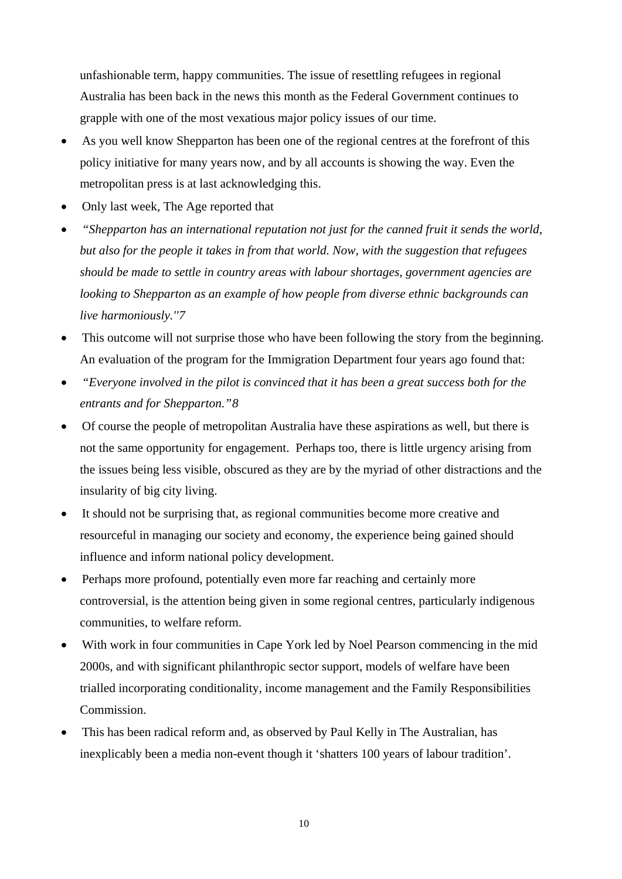unfashionable term, happy communities. The issue of resettling refugees in regional Australia has been back in the news this month as the Federal Government continues to grapple with one of the most vexatious major policy issues of our time.

- As you well know Shepparton has been one of the regional centres at the forefront of this policy initiative for many years now, and by all accounts is showing the way. Even the metropolitan press is at last acknowledging this.
- Only last week, The Age reported that
- *"Shepparton has an international reputation not just for the canned fruit it sends the world, but also for the people it takes in from that world. Now, with the suggestion that refugees should be made to settle in country areas with labour shortages, government agencies are looking to Shepparton as an example of how people from diverse ethnic backgrounds can live harmoniously."7*
- This outcome will not surprise those who have been following the story from the beginning. An evaluation of the program for the Immigration Department four years ago found that:
- *"Everyone involved in the pilot is convinced that it has been a great success both for the entrants and for Shepparton."8*
- Of course the people of metropolitan Australia have these aspirations as well, but there is not the same opportunity for engagement. Perhaps too, there is little urgency arising from the issues being less visible, obscured as they are by the myriad of other distractions and the insularity of big city living.
- It should not be surprising that, as regional communities become more creative and resourceful in managing our society and economy, the experience being gained should influence and inform national policy development.
- Perhaps more profound, potentially even more far reaching and certainly more controversial, is the attention being given in some regional centres, particularly indigenous communities, to welfare reform.
- With work in four communities in Cape York led by Noel Pearson commencing in the mid 2000s, and with significant philanthropic sector support, models of welfare have been trialled incorporating conditionality, income management and the Family Responsibilities Commission.
- This has been radical reform and, as observed by Paul Kelly in The Australian, has inexplicably been a media non-event though it 'shatters 100 years of labour tradition'.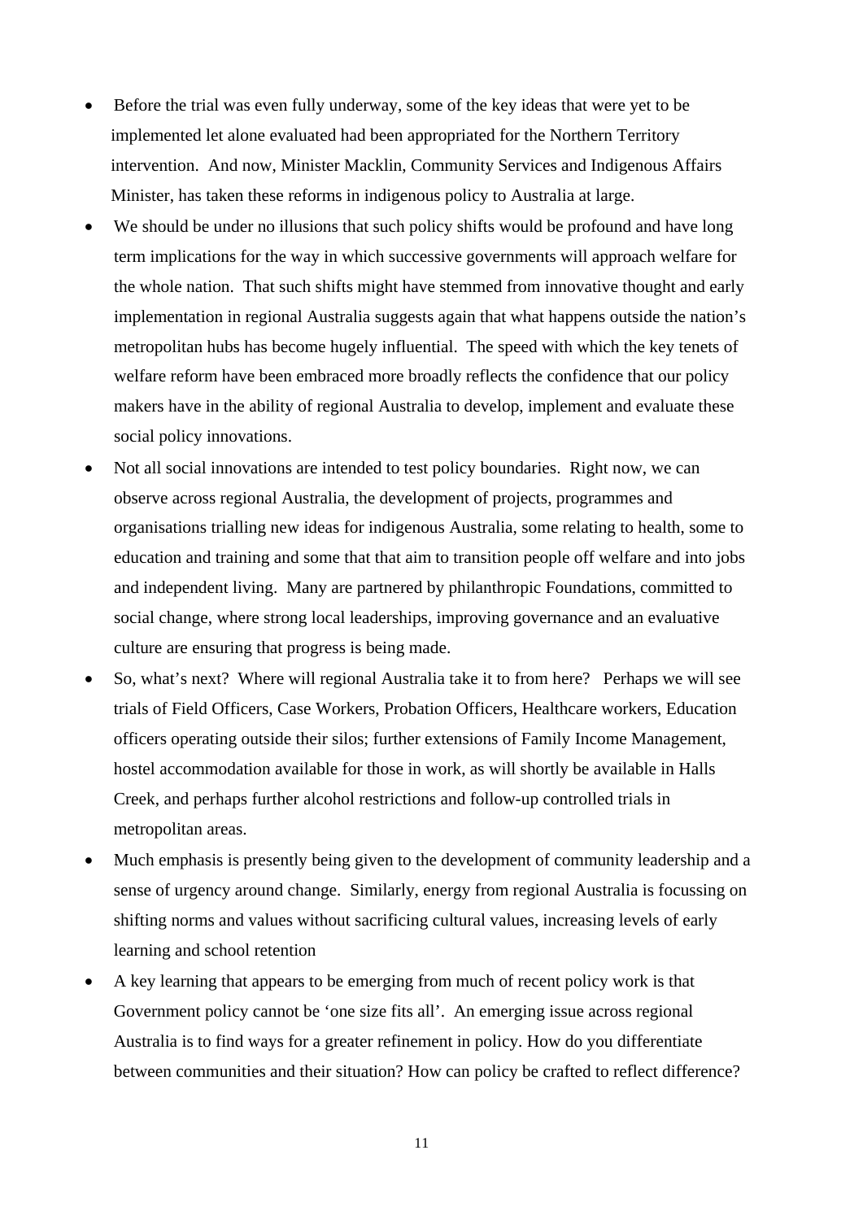- Before the trial was even fully underway, some of the key ideas that were yet to be implemented let alone evaluated had been appropriated for the Northern Territory intervention. And now, Minister Macklin, Community Services and Indigenous Affairs Minister, has taken these reforms in indigenous policy to Australia at large.
- We should be under no illusions that such policy shifts would be profound and have long term implications for the way in which successive governments will approach welfare for the whole nation. That such shifts might have stemmed from innovative thought and early implementation in regional Australia suggests again that what happens outside the nation's metropolitan hubs has become hugely influential. The speed with which the key tenets of welfare reform have been embraced more broadly reflects the confidence that our policy makers have in the ability of regional Australia to develop, implement and evaluate these social policy innovations.
- Not all social innovations are intended to test policy boundaries. Right now, we can observe across regional Australia, the development of projects, programmes and organisations trialling new ideas for indigenous Australia, some relating to health, some to education and training and some that that aim to transition people off welfare and into jobs and independent living. Many are partnered by philanthropic Foundations, committed to social change, where strong local leaderships, improving governance and an evaluative culture are ensuring that progress is being made.
- So, what's next? Where will regional Australia take it to from here? Perhaps we will see trials of Field Officers, Case Workers, Probation Officers, Healthcare workers, Education officers operating outside their silos; further extensions of Family Income Management, hostel accommodation available for those in work, as will shortly be available in Halls Creek, and perhaps further alcohol restrictions and follow-up controlled trials in metropolitan areas.
- Much emphasis is presently being given to the development of community leadership and a sense of urgency around change. Similarly, energy from regional Australia is focussing on shifting norms and values without sacrificing cultural values, increasing levels of early learning and school retention
- A key learning that appears to be emerging from much of recent policy work is that Government policy cannot be 'one size fits all'. An emerging issue across regional Australia is to find ways for a greater refinement in policy. How do you differentiate between communities and their situation? How can policy be crafted to reflect difference?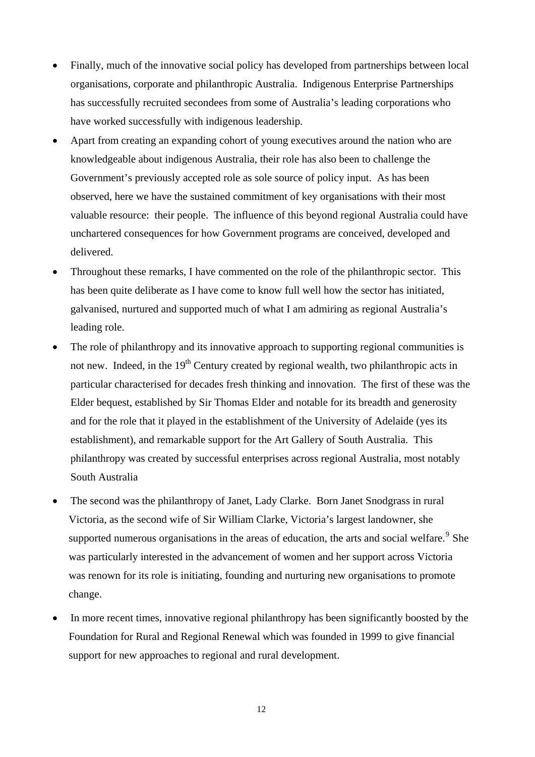- Finally, much of the innovative social policy has developed from partnerships between local organisations, corporate and philanthropic Australia. Indigenous Enterprise Partnerships has successfully recruited secondees from some of Australia's leading corporations who have worked successfully with indigenous leadership.
- Apart from creating an expanding cohort of young executives around the nation who are knowledgeable about indigenous Australia, their role has also been to challenge the Government's previously accepted role as sole source of policy input. As has been observed, here we have the sustained commitment of key organisations with their most valuable resource: their people. The influence of this beyond regional Australia could have unchartered consequences for how Government programs are conceived, developed and delivered.
- Throughout these remarks, I have commented on the role of the philanthropic sector. This has been quite deliberate as I have come to know full well how the sector has initiated, galvanised, nurtured and supported much of what I am admiring as regional Australia's leading role.
- The role of philanthropy and its innovative approach to supporting regional communities is not new. Indeed, in the 19th Century created by regional wealth, two philanthropic acts in particular characterised for decades fresh thinking and innovation. The first of these was the Elder bequest, established by Sir Thomas Elder and notable for its breadth and generosity and for the role that it played in the establishment of the University of Adelaide (yes its establishment), and remarkable support for the Art Gallery of South Australia. This philanthropy was created by successful enterprises across regional Australia, most notably South Australia
- The second was the philanthropy of Janet, Lady Clarke. Born Janet Snodgrass in rural Victoria, as the second wife of Sir William Clarke, Victoria's largest landowner, she supported numerous organisations in the areas of education, the arts and social welfare.[9] She was particularly interested in the advancement of women and her support across Victoria was renown for its role is initiating, founding and nurturing new organisations to promote change.
- In more recent times, innovative regional philanthropy has been significantly boosted by the Foundation for Rural and Regional Renewal which was founded in 1999 to give financial support for new approaches to regional and rural development.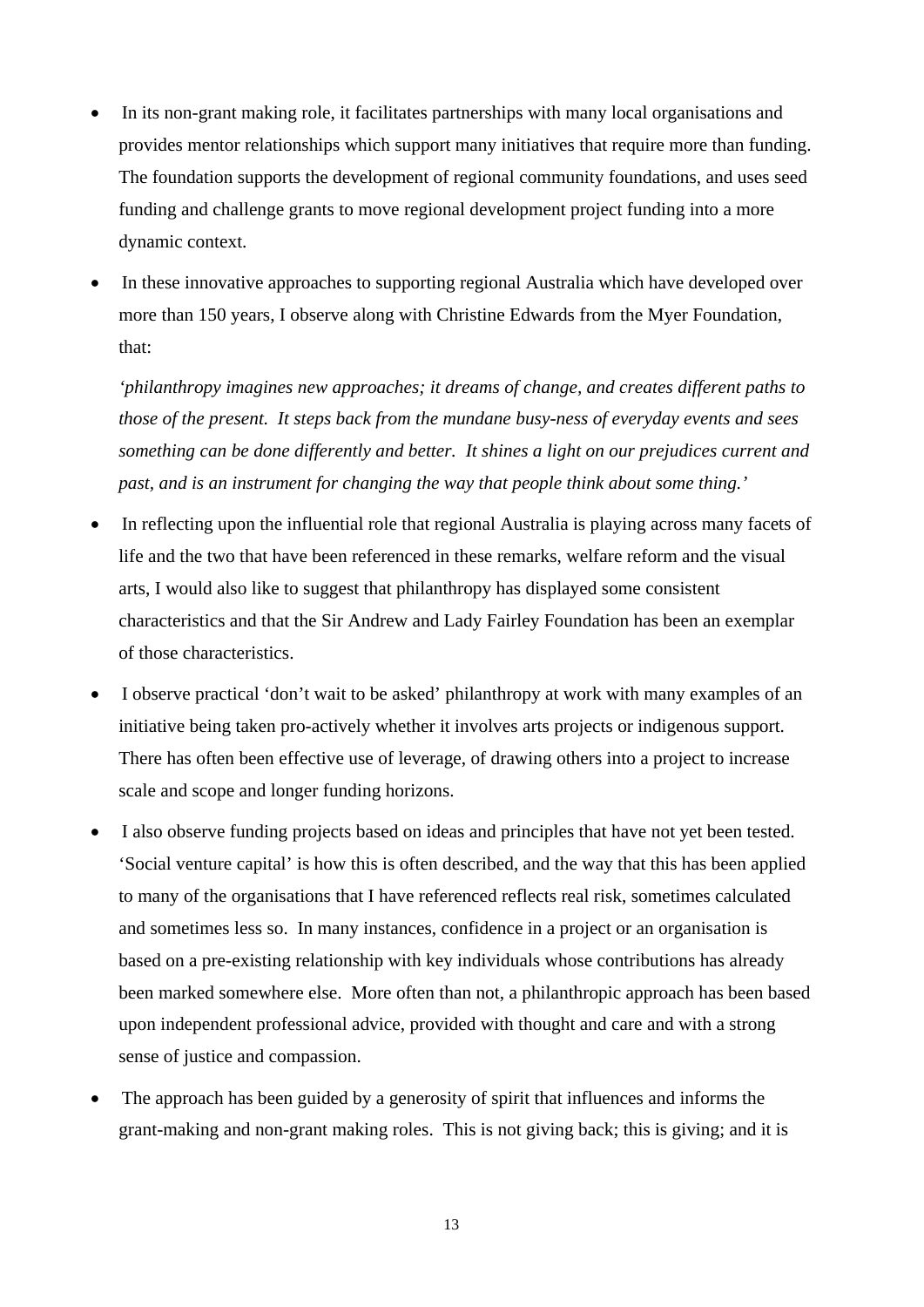- In its non-grant making role, it facilitates partnerships with many local organisations and provides mentor relationships which support many initiatives that require more than funding. The foundation supports the development of regional community foundations, and uses seed funding and challenge grants to move regional development project funding into a more dynamic context.

- In these innovative approaches to supporting regional Australia which have developed over more than 150 years, I observe along with Christine Edwards from the Myer Foundation, that:

  *'philanthropy imagines new approaches; it dreams of change, and creates different paths to those of the present. It steps back from the mundane busy-ness of everyday events and sees something can be done differently and better. It shines a light on our prejudices current and past, and is an instrument for changing the way that people think about some thing.'*

- In reflecting upon the influential role that regional Australia is playing across many facets of life and the two that have been referenced in these remarks, welfare reform and the visual arts, I would also like to suggest that philanthropy has displayed some consistent characteristics and that the Sir Andrew and Lady Fairley Foundation has been an exemplar of those characteristics.

- I observe practical 'don't wait to be asked' philanthropy at work with many examples of an initiative being taken pro-actively whether it involves arts projects or indigenous support. There has often been effective use of leverage, of drawing others into a project to increase scale and scope and longer funding horizons.

- I also observe funding projects based on ideas and principles that have not yet been tested. 'Social venture capital' is how this is often described, and the way that this has been applied to many of the organisations that I have referenced reflects real risk, sometimes calculated and sometimes less so. In many instances, confidence in a project or an organisation is based on a pre-existing relationship with key individuals whose contributions has already been marked somewhere else. More often than not, a philanthropic approach has been based upon independent professional advice, provided with thought and care and with a strong sense of justice and compassion.

- The approach has been guided by a generosity of spirit that influences and informs the grant-making and non-grant making roles. This is not giving back; this is giving; and it is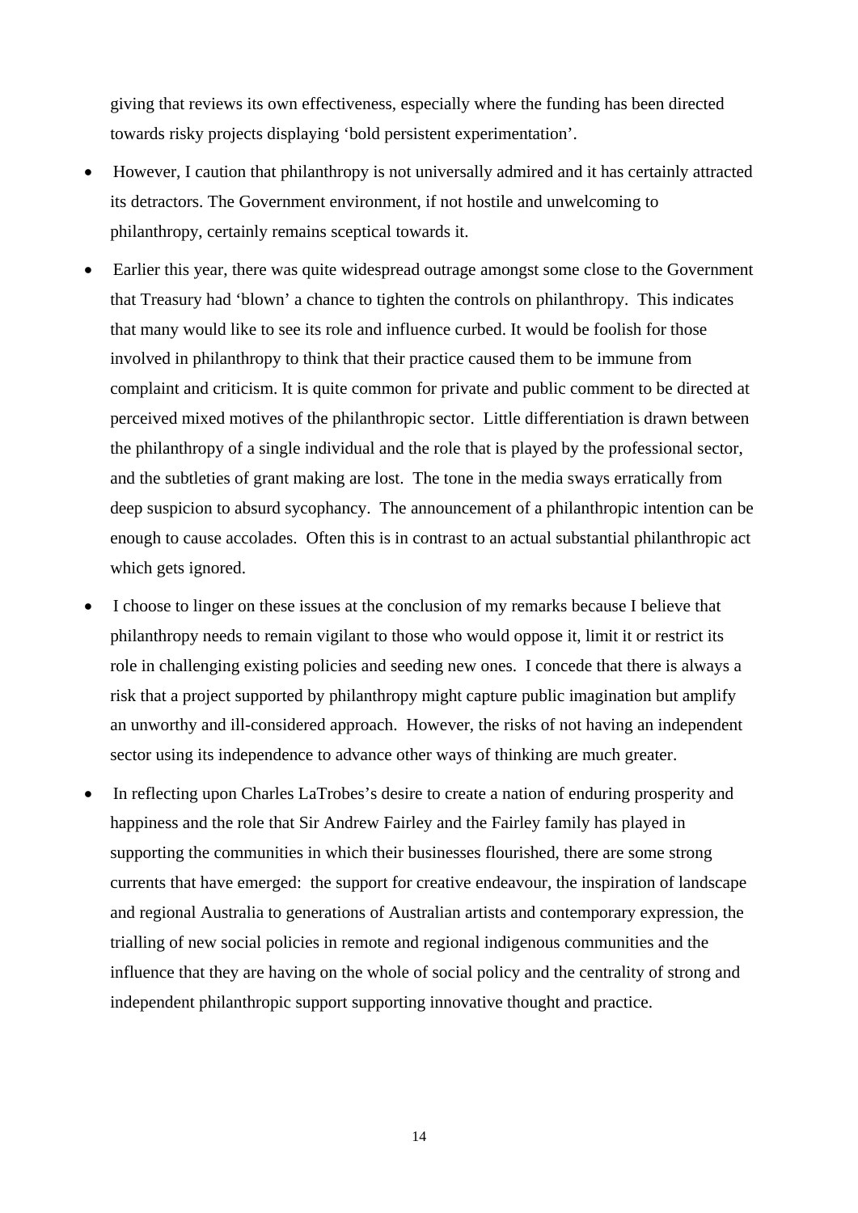giving that reviews its own effectiveness, especially where the funding has been directed towards risky projects displaying 'bold persistent experimentation'.

- However, I caution that philanthropy is not universally admired and it has certainly attracted its detractors. The Government environment, if not hostile and unwelcoming to philanthropy, certainly remains sceptical towards it.
- Earlier this year, there was quite widespread outrage amongst some close to the Government that Treasury had 'blown' a chance to tighten the controls on philanthropy. This indicates that many would like to see its role and influence curbed. It would be foolish for those involved in philanthropy to think that their practice caused them to be immune from complaint and criticism. It is quite common for private and public comment to be directed at perceived mixed motives of the philanthropic sector. Little differentiation is drawn between the philanthropy of a single individual and the role that is played by the professional sector, and the subtleties of grant making are lost. The tone in the media sways erratically from deep suspicion to absurd sycophancy. The announcement of a philanthropic intention can be enough to cause accolades. Often this is in contrast to an actual substantial philanthropic act which gets ignored.
- I choose to linger on these issues at the conclusion of my remarks because I believe that philanthropy needs to remain vigilant to those who would oppose it, limit it or restrict its role in challenging existing policies and seeding new ones. I concede that there is always a risk that a project supported by philanthropy might capture public imagination but amplify an unworthy and ill-considered approach. However, the risks of not having an independent sector using its independence to advance other ways of thinking are much greater.
- In reflecting upon Charles LaTrobes's desire to create a nation of enduring prosperity and happiness and the role that Sir Andrew Fairley and the Fairley family has played in supporting the communities in which their businesses flourished, there are some strong currents that have emerged: the support for creative endeavour, the inspiration of landscape and regional Australia to generations of Australian artists and contemporary expression, the trialling of new social policies in remote and regional indigenous communities and the influence that they are having on the whole of social policy and the centrality of strong and independent philanthropic support supporting innovative thought and practice.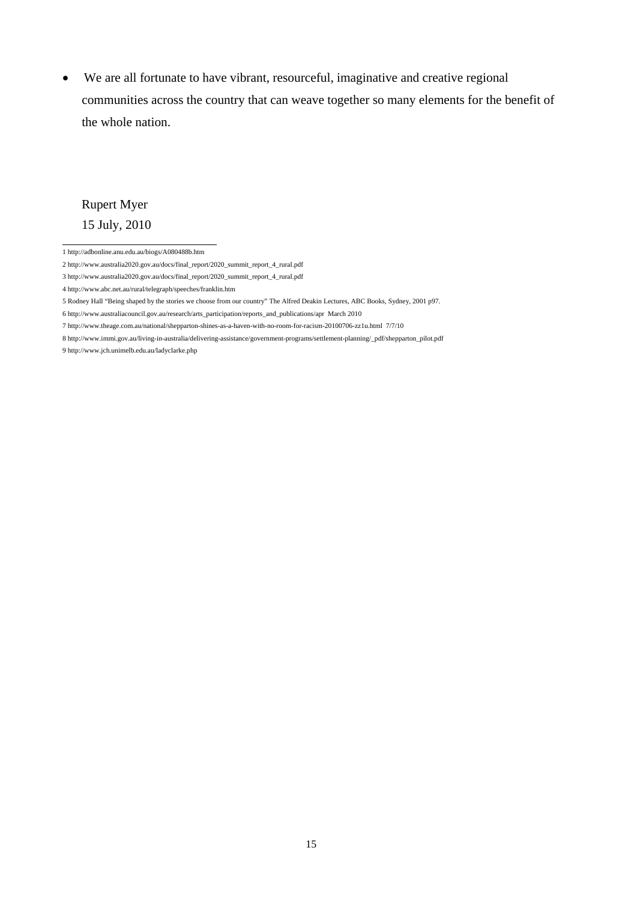- We are all fortunate to have vibrant, resourceful, imaginative and creative regional communities across the country that can weave together so many elements for the benefit of the whole nation.

Rupert Myer

15 July, 2010

---

1 http://adbonline.anu.edu.au/biogs/A080488b.htm

2 http://www.australia2020.gov.au/docs/final_report/2020_summit_report_4_rural.pdf

3 http://www.australia2020.gov.au/docs/final_report/2020_summit_report_4_rural.pdf

4 http://www.abc.net.au/rural/telegraph/speeches/franklin.htm

5 Rodney Hall "Being shaped by the stories we choose from our country" The Alfred Deakin Lectures, ABC Books, Sydney, 2001 p97.

6 http://www.australiacouncil.gov.au/research/arts_participation/reports_and_publications/apr March 2010

7 http://www.theage.com.au/national/shepparton-shines-as-a-haven-with-no-room-for-racism-20100706-zz1u.html 7/7/10

8 http://www.immi.gov.au/living-in-australia/delivering-assistance/government-programs/settlement-planning/_pdf/shepparton_pilot.pdf

9 http://www.jch.unimelb.edu.au/ladyclarke.php